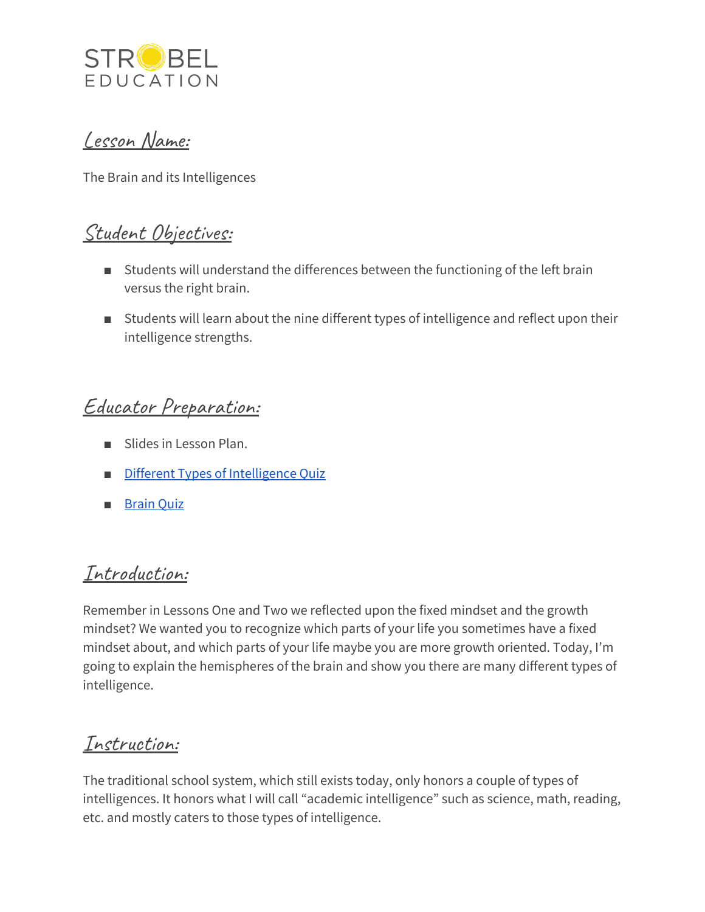STROBEL EDUCATION

## Lesson Name:

The Brain and its Intelligences

## Student Objectives:

- Students will understand the differences between the functioning of the left brain versus the right brain.
- Students will learn about the nine different types of intelligence and reflect upon their intelligence strengths.

## Educator Preparation:

- Slides in Lesson Plan.
- Different Types of Intelligence Quiz
- Brain Quiz

## Introduction:

Remember in Lessons One and Two we reflected upon the fixed mindset and the growth mindset? We wanted you to recognize which parts of your life you sometimes have a fixed mindset about, and which parts of your life maybe you are more growth oriented. Today, I'm going to explain the hemispheres of the brain and show you there are many different types of intelligence.

## Instruction:

The traditional school system, which still exists today, only honors a couple of types of intelligences. It honors what I will call "academic intelligence" such as science, math, reading, etc. and mostly caters to those types of intelligence.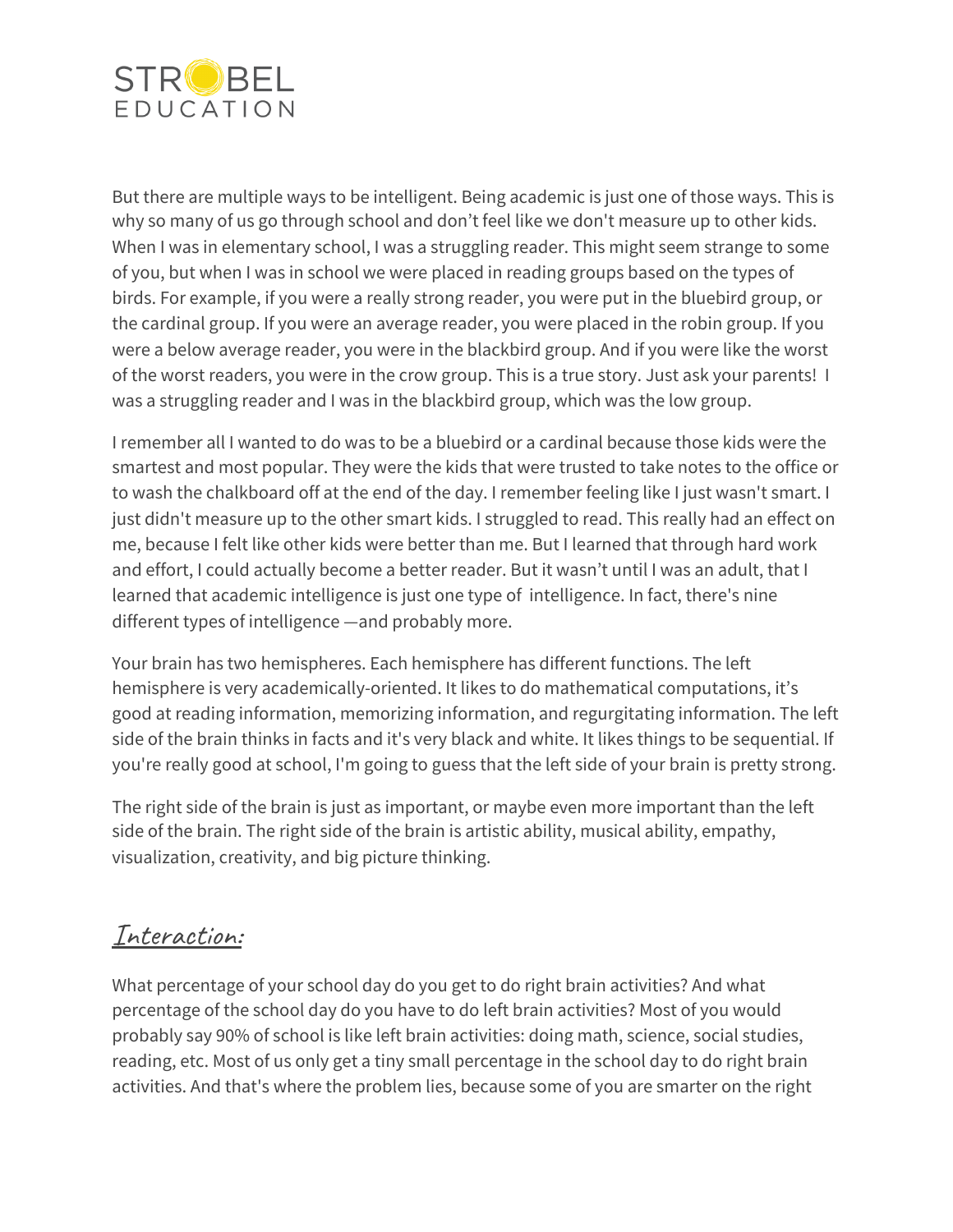But there are multiple ways to be intelligent. Being academic is just one of those ways. This is why so many of us go through school and don't feel like we don't measure up to other kids. When I was in elementary school, I was a struggling reader. This might seem strange to some of you, but when I was in school we were placed in reading groups based on the types of birds. For example, if you were a really strong reader, you were put in the bluebird group, or the cardinal group. If you were an average reader, you were placed in the robin group. If you were a below average reader, you were in the blackbird group. And if you were like the worst of the worst readers, you were in the crow group. This is a true story. Just ask your parents! I was a struggling reader and I was in the blackbird group, which was the low group.

I remember all I wanted to do was to be a bluebird or a cardinal because those kids were the smartest and most popular. They were the kids that were trusted to take notes to the office or to wash the chalkboard off at the end of the day. I remember feeling like I just wasn't smart. I just didn't measure up to the other smart kids. I struggled to read. This really had an effect on me, because I felt like other kids were better than me. But I learned that through hard work and effort, I could actually become a better reader. But it wasn't until I was an adult, that I learned that academic intelligence is just one type of intelligence. In fact, there's nine different types of intelligence —and probably more.

Your brain has two hemispheres. Each hemisphere has different functions. The left hemisphere is very academically-oriented. It likes to do mathematical computations, it's good at reading information, memorizing information, and regurgitating information. The left side of the brain thinks in facts and it's very black and white. It likes things to be sequential. If you're really good at school, I'm going to guess that the left side of your brain is pretty strong.

The right side of the brain is just as important, or maybe even more important than the left side of the brain. The right side of the brain is artistic ability, musical ability, empathy, visualization, creativity, and big picture thinking.

## Interaction:

What percentage of your school day do you get to do right brain activities? And what percentage of the school day do you have to do left brain activities? Most of you would probably say 90% of school is like left brain activities: doing math, science, social studies, reading, etc. Most of us only get a tiny small percentage in the school day to do right brain activities. And that's where the problem lies, because some of you are smarter on the right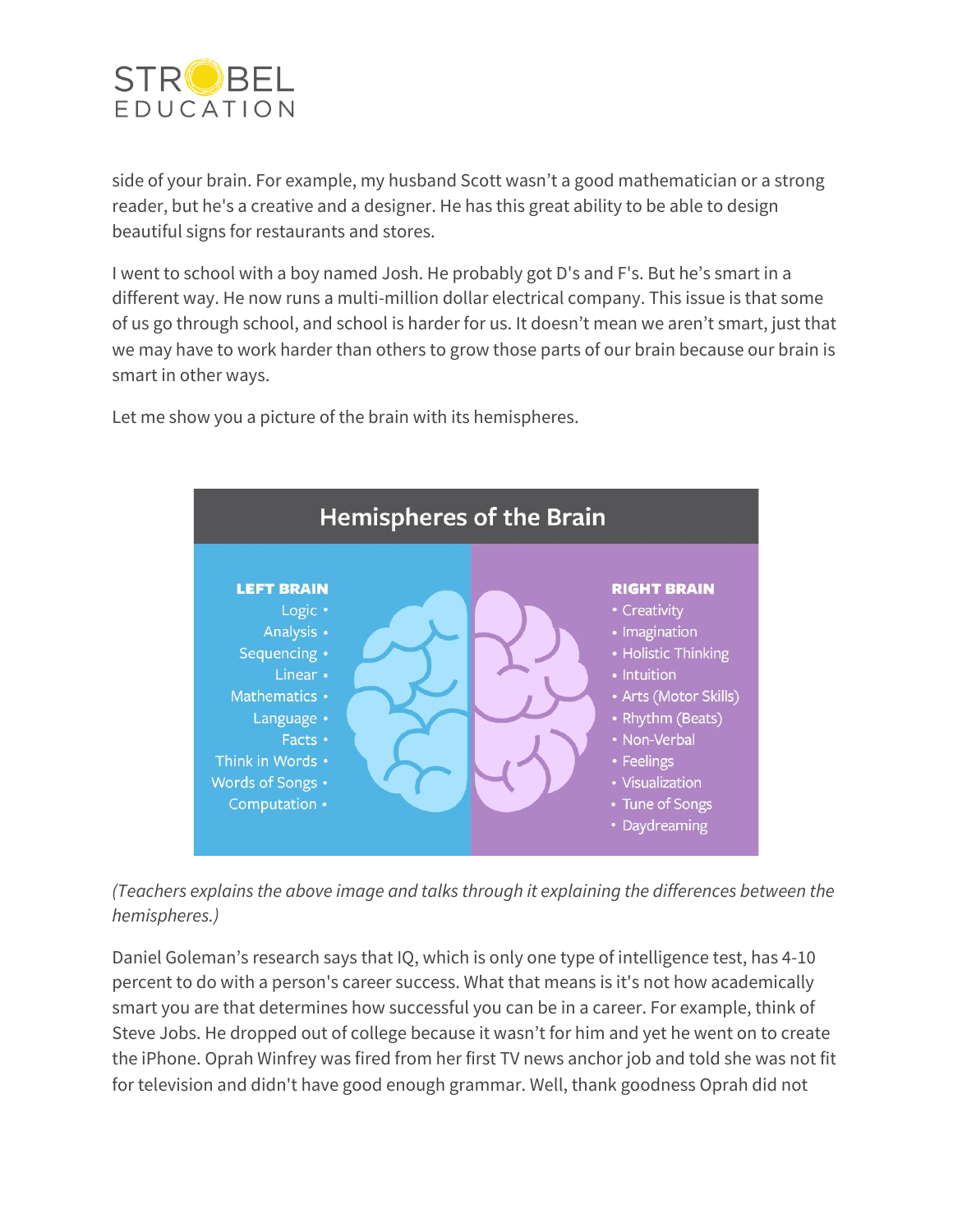side of your brain. For example, my husband Scott wasn't a good mathematician or a strong reader, but he's a creative and a designer. He has this great ability to be able to design beautiful signs for restaurants and stores.

I went to school with a boy named Josh. He probably got D's and F's. But he's smart in a different way. He now runs a multi-million dollar electrical company. This issue is that some of us go through school, and school is harder for us. It doesn't mean we aren't smart, just that we may have to work harder than others to grow those parts of our brain because our brain is smart in other ways.

Let me show you a picture of the brain with its hemispheres.

Hemispheres of the Brain

LEFT BRAIN
- Logic
- Analysis
- Sequencing
- Linear
- Mathematics
- Language
- Facts
- Think in Words
- Words of Songs
- Computation

RIGHT BRAIN
- Creativity
- Imagination
- Holistic Thinking
- Intuition
- Arts (Motor Skills)
- Rhythm (Beats)
- Non-Verbal
- Feelings
- Visualization
- Tune of Songs
- Daydreaming

*(Teachers explains the above image and talks through it explaining the differences between the hemispheres.)*

Daniel Goleman's research says that IQ, which is only one type of intelligence test, has 4-10 percent to do with a person's career success. What that means is it's not how academically smart you are that determines how successful you can be in a career. For example, think of Steve Jobs. He dropped out of college because it wasn't for him and yet he went on to create the iPhone. Oprah Winfrey was fired from her first TV news anchor job and told she was not fit for television and didn't have good enough grammar. Well, thank goodness Oprah did not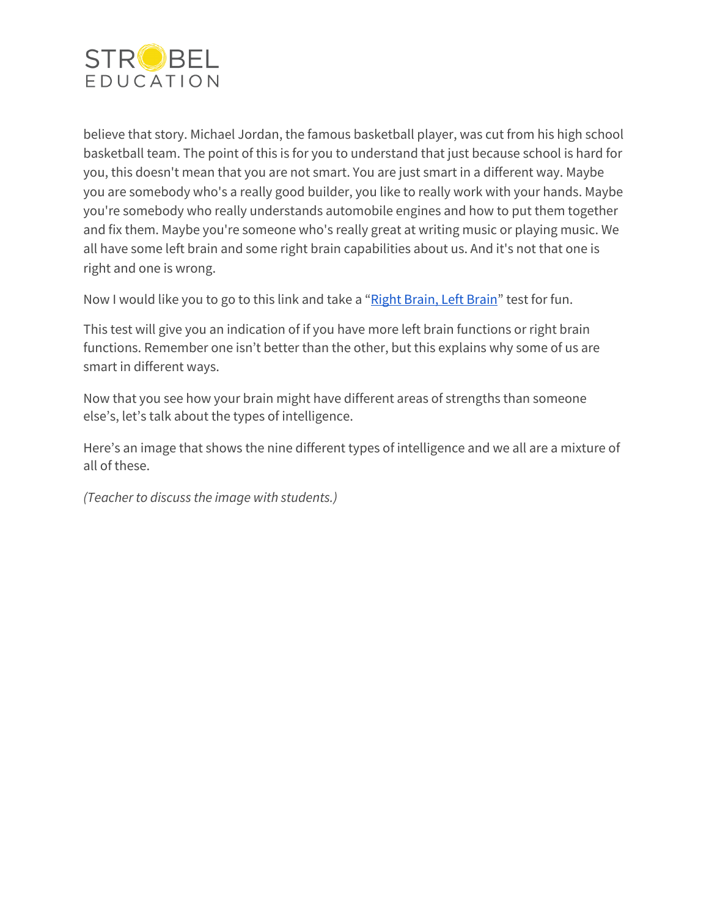believe that story. Michael Jordan, the famous basketball player, was cut from his high school basketball team. The point of this is for you to understand that just because school is hard for you, this doesn't mean that you are not smart. You are just smart in a different way. Maybe you are somebody who's a really good builder, you like to really work with your hands. Maybe you're somebody who really understands automobile engines and how to put them together and fix them. Maybe you're someone who's really great at writing music or playing music. We all have some left brain and some right brain capabilities about us. And it's not that one is right and one is wrong.

Now I would like you to go to this link and take a "Right Brain, Left Brain" test for fun.

This test will give you an indication of if you have more left brain functions or right brain functions. Remember one isn't better than the other, but this explains why some of us are smart in different ways.

Now that you see how your brain might have different areas of strengths than someone else's, let's talk about the types of intelligence.

Here's an image that shows the nine different types of intelligence and we all are a mixture of all of these.

*(Teacher to discuss the image with students.)*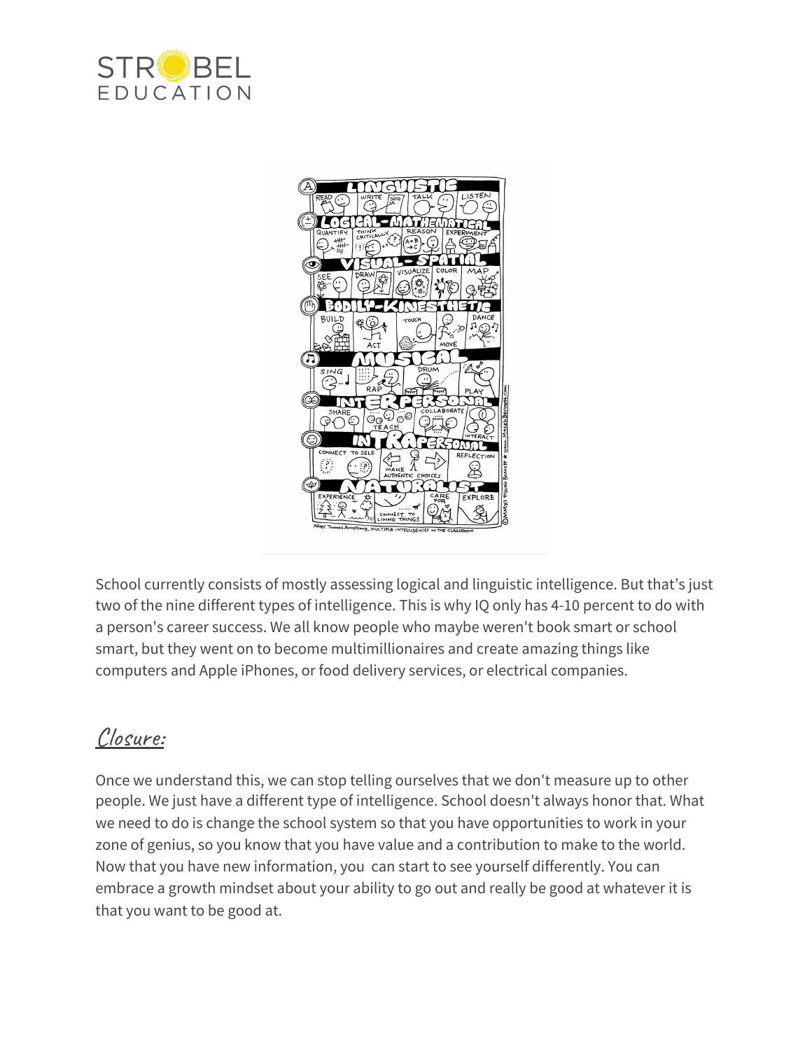School currently consists of mostly assessing logical and linguistic intelligence. But that's just two of the nine different types of intelligence. This is why IQ only has 4-10 percent to do with a person's career success. We all know people who maybe weren't book smart or school smart, but they went on to become multimillionaires and create amazing things like computers and Apple iPhones, or food delivery services, or electrical companies.

## *Closure:*

Once we understand this, we can stop telling ourselves that we don't measure up to other people. We just have a different type of intelligence. School doesn't always honor that. What we need to do is change the school system so that you have opportunities to work in your zone of genius, so you know that you have value and a contribution to make to the world. Now that you have new information, you can start to see yourself differently. You can embrace a growth mindset about your ability to go out and really be good at whatever it is that you want to be good at.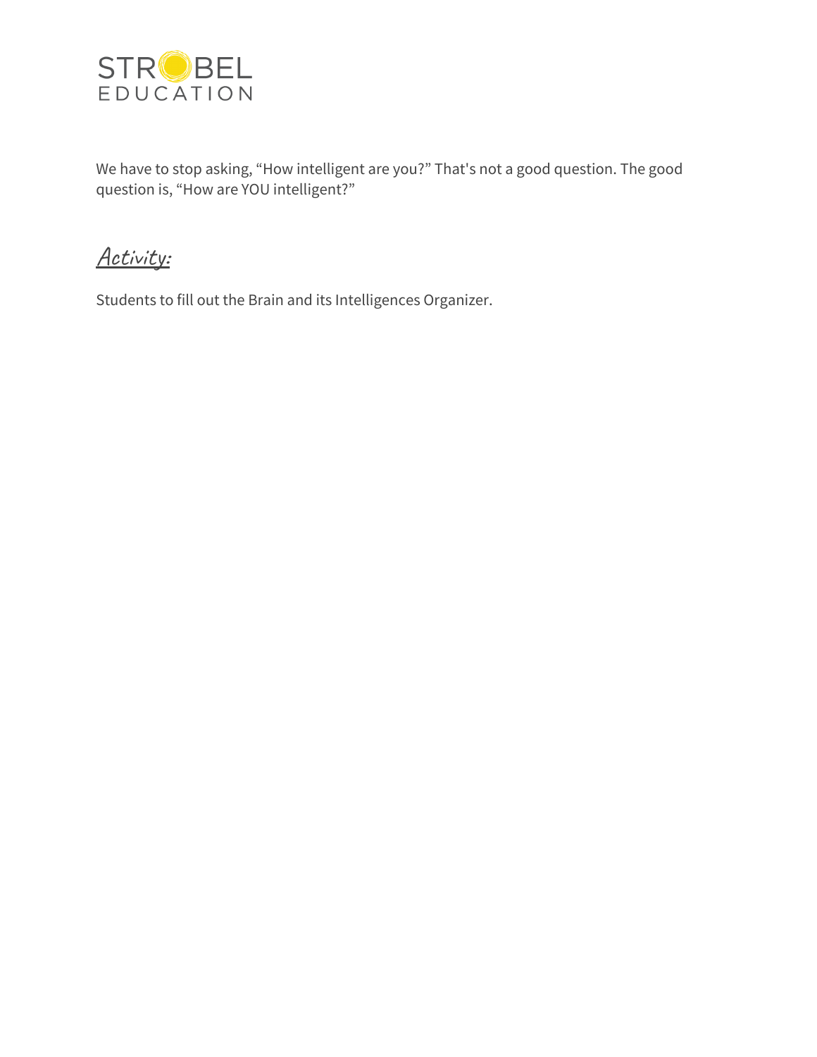We have to stop asking, "How intelligent are you?" That's not a good question. The good question is, "How are YOU intelligent?"

## Activity:

Students to fill out the Brain and its Intelligences Organizer.